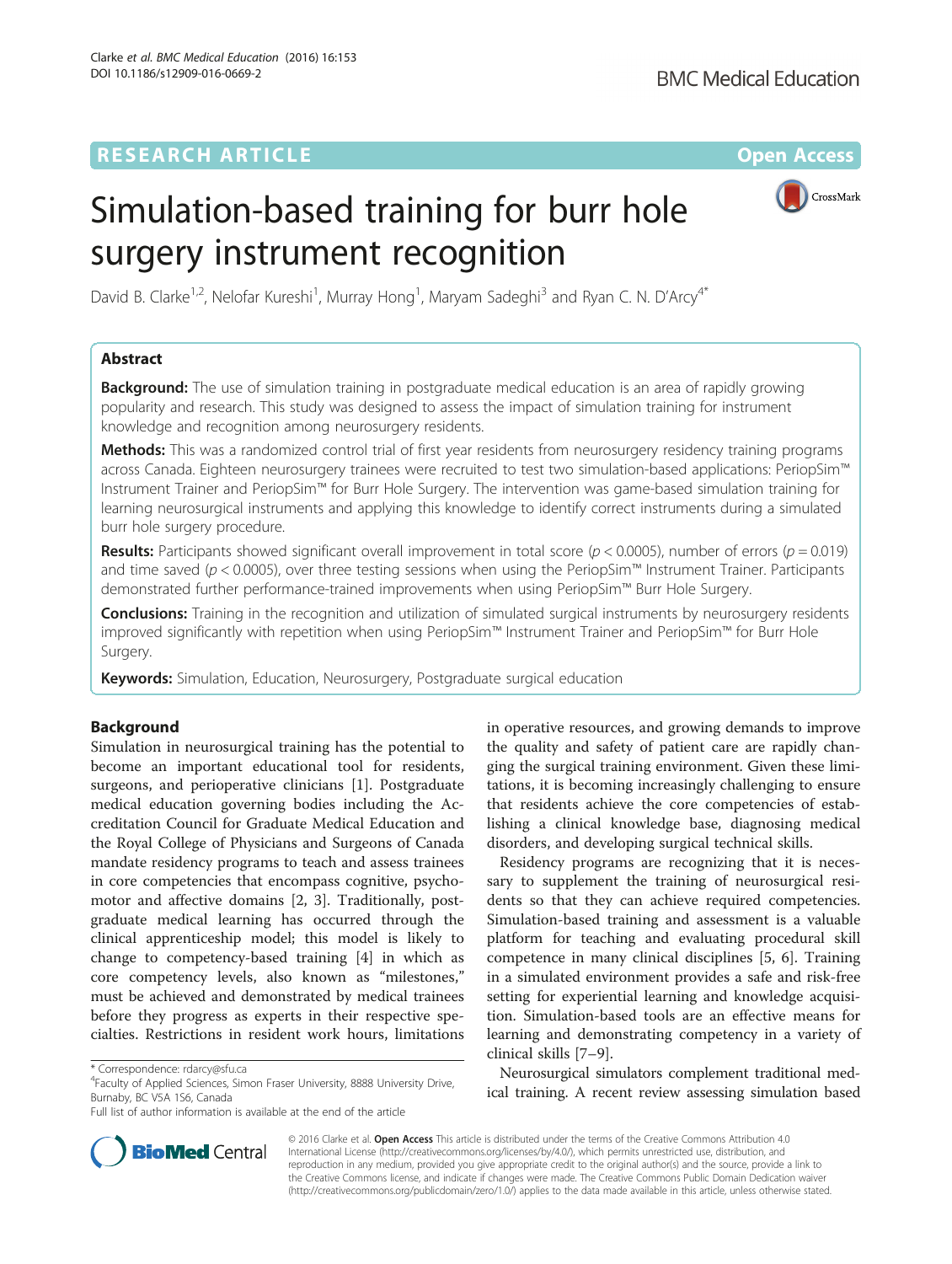RESEARCH ARTICLE Open Access

# Simulation-based training for burr hole surgery instrument recognition

David B. Clarke[1,2], Nelofar Kureshi[1], Murray Hong[1], Maryam Sadeghi[3] and Ryan C. N. D'Arcy[4*]

## Abstract

**Background:** The use of simulation training in postgraduate medical education is an area of rapidly growing popularity and research. This study was designed to assess the impact of simulation training for instrument knowledge and recognition among neurosurgery residents.

**Methods:** This was a randomized control trial of first year residents from neurosurgery residency training programs across Canada. Eighteen neurosurgery trainees were recruited to test two simulation-based applications: PeriopSim™ Instrument Trainer and PeriopSim™ for Burr Hole Surgery. The intervention was game-based simulation training for learning neurosurgical instruments and applying this knowledge to identify correct instruments during a simulated burr hole surgery procedure.

**Results:** Participants showed significant overall improvement in total score ($p < 0.0005$), number of errors ($p = 0.019$) and time saved ($p < 0.0005$), over three testing sessions when using the PeriopSim™ Instrument Trainer. Participants demonstrated further performance-trained improvements when using PeriopSim™ Burr Hole Surgery.

**Conclusions:** Training in the recognition and utilization of simulated surgical instruments by neurosurgery residents improved significantly with repetition when using PeriopSim™ Instrument Trainer and PeriopSim™ for Burr Hole Surgery.

**Keywords:** Simulation, Education, Neurosurgery, Postgraduate surgical education

## Background

Simulation in neurosurgical training has the potential to become an important educational tool for residents, surgeons, and perioperative clinicians [1]. Postgraduate medical education governing bodies including the Accreditation Council for Graduate Medical Education and the Royal College of Physicians and Surgeons of Canada mandate residency programs to teach and assess trainees in core competencies that encompass cognitive, psychomotor and affective domains [2, 3]. Traditionally, postgraduate medical learning has occurred through the clinical apprenticeship model; this model is likely to change to competency-based training [4] in which as core competency levels, also known as "milestones," must be achieved and demonstrated by medical trainees before they progress as experts in their respective specialties. Restrictions in resident work hours, limitations in operative resources, and growing demands to improve the quality and safety of patient care are rapidly changing the surgical training environment. Given these limitations, it is becoming increasingly challenging to ensure that residents achieve the core competencies of establishing a clinical knowledge base, diagnosing medical disorders, and developing surgical technical skills.

Residency programs are recognizing that it is necessary to supplement the training of neurosurgical residents so that they can achieve required competencies. Simulation-based training and assessment is a valuable platform for teaching and evaluating procedural skill competence in many clinical disciplines [5, 6]. Training in a simulated environment provides a safe and risk-free setting for experiential learning and knowledge acquisition. Simulation-based tools are an effective means for learning and demonstrating competency in a variety of clinical skills [7–9].

Neurosurgical simulators complement traditional medical training. A recent review assessing simulation based

\* Correspondence: rdarcy@sfu.ca
[4]Faculty of Applied Sciences, Simon Fraser University, 8888 University Drive, Burnaby, BC V5A 1S6, Canada
Full list of author information is available at the end of the article

© 2016 Clarke et al. **Open Access** This article is distributed under the terms of the Creative Commons Attribution 4.0 International License (http://creativecommons.org/licenses/by/4.0/), which permits unrestricted use, distribution, and reproduction in any medium, provided you give appropriate credit to the original author(s) and the source, provide a link to the Creative Commons license, and indicate if changes were made. The Creative Commons Public Domain Dedication waiver (http://creativecommons.org/publicdomain/zero/1.0/) applies to the data made available in this article, unless otherwise stated.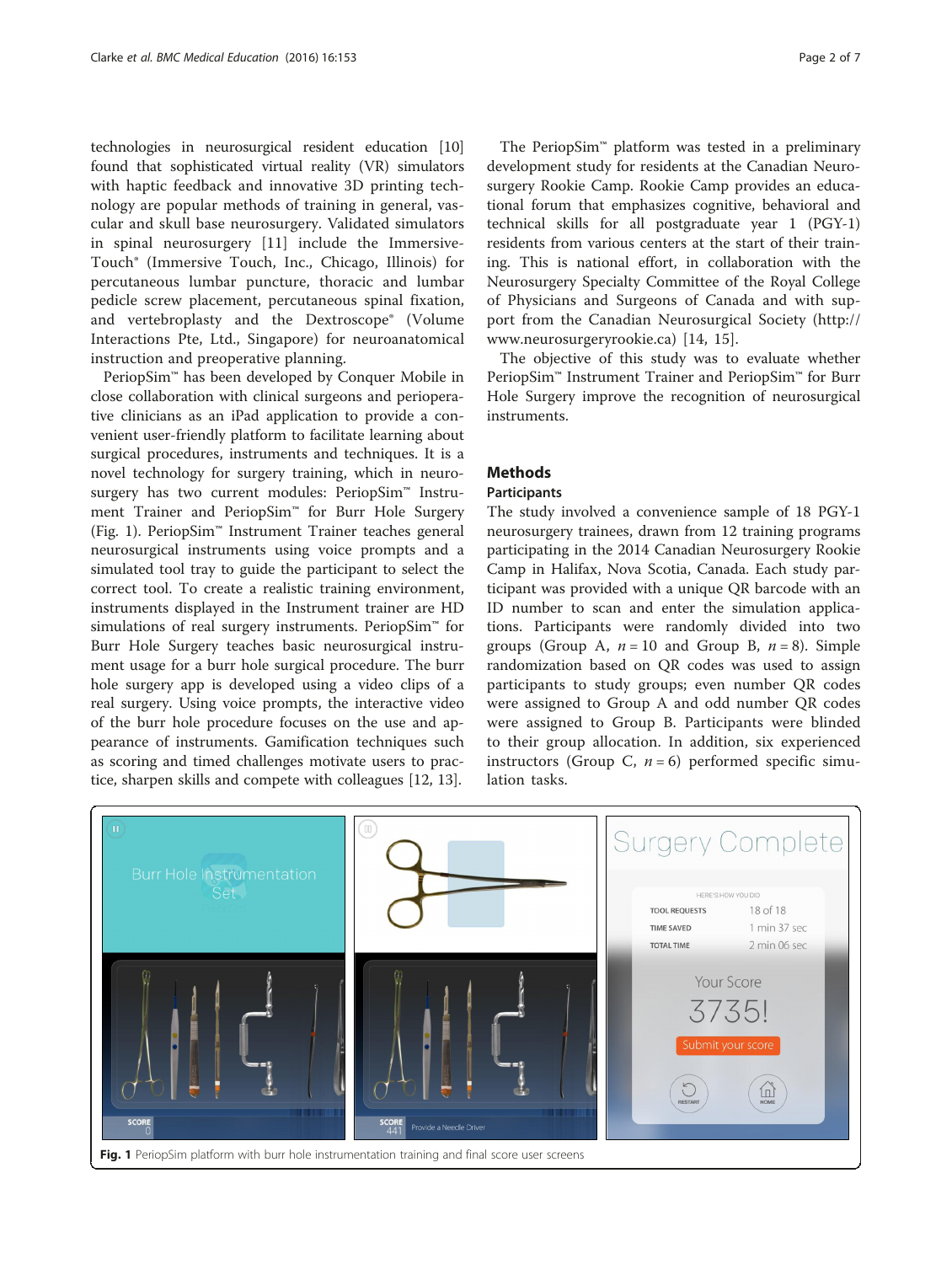technologies in neurosurgical resident education [10] found that sophisticated virtual reality (VR) simulators with haptic feedback and innovative 3D printing technology are popular methods of training in general, vascular and skull base neurosurgery. Validated simulators in spinal neurosurgery [11] include the ImmersiveTouch® (Immersive Touch, Inc., Chicago, Illinois) for percutaneous lumbar puncture, thoracic and lumbar pedicle screw placement, percutaneous spinal fixation, and vertebroplasty and the Dextroscope® (Volume Interactions Pte, Ltd., Singapore) for neuroanatomical instruction and preoperative planning.

PeriopSim™ has been developed by Conquer Mobile in close collaboration with clinical surgeons and perioperative clinicians as an iPad application to provide a convenient user-friendly platform to facilitate learning about surgical procedures, instruments and techniques. It is a novel technology for surgery training, which in neurosurgery has two current modules: PeriopSim™ Instrument Trainer and PeriopSim™ for Burr Hole Surgery (Fig. 1). PeriopSim™ Instrument Trainer teaches general neurosurgical instruments using voice prompts and a simulated tool tray to guide the participant to select the correct tool. To create a realistic training environment, instruments displayed in the Instrument trainer are HD simulations of real surgery instruments. PeriopSim™ for Burr Hole Surgery teaches basic neurosurgical instrument usage for a burr hole surgical procedure. The burr hole surgery app is developed using a video clips of a real surgery. Using voice prompts, the interactive video of the burr hole procedure focuses on the use and appearance of instruments. Gamification techniques such as scoring and timed challenges motivate users to practice, sharpen skills and compete with colleagues [12, 13].

The PeriopSim™ platform was tested in a preliminary development study for residents at the Canadian Neurosurgery Rookie Camp. Rookie Camp provides an educational forum that emphasizes cognitive, behavioral and technical skills for all postgraduate year 1 (PGY-1) residents from various centers at the start of their training. This is national effort, in collaboration with the Neurosurgery Specialty Committee of the Royal College of Physicians and Surgeons of Canada and with support from the Canadian Neurosurgical Society (http://www.neurosurgeryrookie.ca) [14, 15].

The objective of this study was to evaluate whether PeriopSim™ Instrument Trainer and PeriopSim™ for Burr Hole Surgery improve the recognition of neurosurgical instruments.

## Methods

### Participants

The study involved a convenience sample of 18 PGY-1 neurosurgery trainees, drawn from 12 training programs participating in the 2014 Canadian Neurosurgery Rookie Camp in Halifax, Nova Scotia, Canada. Each study participant was provided with a unique QR barcode with an ID number to scan and enter the simulation applications. Participants were randomly divided into two groups (Group A, $n = 10$ and Group B, $n = 8$). Simple randomization based on QR codes was used to assign participants to study groups; even number QR codes were assigned to Group A and odd number QR codes were assigned to Group B. Participants were blinded to their group allocation. In addition, six experienced instructors (Group C, $n = 6$) performed specific simulation tasks.

**Fig. 1** PeriopSim platform with burr hole instrumentation training and final score user screens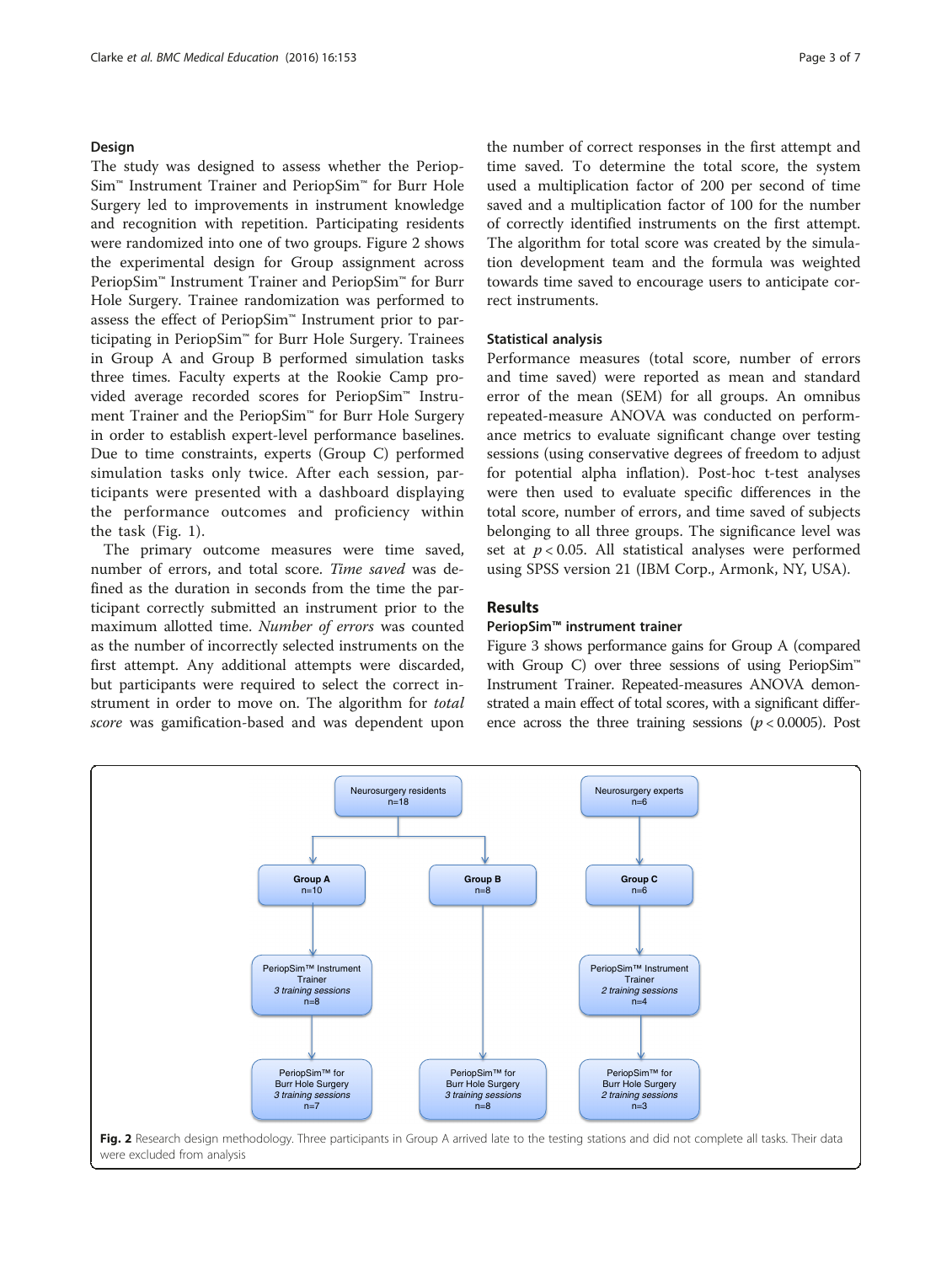## Design

The study was designed to assess whether the PeriopSim™ Instrument Trainer and PeriopSim™ for Burr Hole Surgery led to improvements in instrument knowledge and recognition with repetition. Participating residents were randomized into one of two groups. Figure 2 shows the experimental design for Group assignment across PeriopSim™ Instrument Trainer and PeriopSim™ for Burr Hole Surgery. Trainee randomization was performed to assess the effect of PeriopSim™ Instrument prior to participating in PeriopSim™ for Burr Hole Surgery. Trainees in Group A and Group B performed simulation tasks three times. Faculty experts at the Rookie Camp provided average recorded scores for PeriopSim™ Instrument Trainer and the PeriopSim™ for Burr Hole Surgery in order to establish expert-level performance baselines. Due to time constraints, experts (Group C) performed simulation tasks only twice. After each session, participants were presented with a dashboard displaying the performance outcomes and proficiency within the task (Fig. 1).

The primary outcome measures were time saved, number of errors, and total score. *Time saved* was defined as the duration in seconds from the time the participant correctly submitted an instrument prior to the maximum allotted time. *Number of errors* was counted as the number of incorrectly selected instruments on the first attempt. Any additional attempts were discarded, but participants were required to select the correct instrument in order to move on. The algorithm for *total score* was gamification-based and was dependent upon the number of correct responses in the first attempt and time saved. To determine the total score, the system used a multiplication factor of 200 per second of time saved and a multiplication factor of 100 for the number of correctly identified instruments on the first attempt. The algorithm for total score was created by the simulation development team and the formula was weighted towards time saved to encourage users to anticipate correct instruments.

## Statistical analysis

Performance measures (total score, number of errors and time saved) were reported as mean and standard error of the mean (SEM) for all groups. An omnibus repeated-measure ANOVA was conducted on performance metrics to evaluate significant change over testing sessions (using conservative degrees of freedom to adjust for potential alpha inflation). Post-hoc t-test analyses were then used to evaluate specific differences in the total score, number of errors, and time saved of subjects belonging to all three groups. The significance level was set at $p < 0.05$. All statistical analyses were performed using SPSS version 21 (IBM Corp., Armonk, NY, USA).

# Results

## PeriopSim™ instrument trainer

Figure 3 shows performance gains for Group A (compared with Group C) over three sessions of using PeriopSim™ Instrument Trainer. Repeated-measures ANOVA demonstrated a main effect of total scores, with a significant difference across the three training sessions ($p < 0.0005$). Post

Neurosurgery residents n=18 → Group A n=10 → PeriopSim™ Instrument Trainer *3 training sessions* n=8 → PeriopSim™ for Burr Hole Surgery *3 training sessions* n=7

Neurosurgery residents n=18 → Group B n=8 → PeriopSim™ for Burr Hole Surgery *3 training sessions* n=8

Neurosurgery experts n=6 → Group C n=6 → PeriopSim™ Instrument Trainer *2 training sessions* n=4 → PeriopSim™ for Burr Hole Surgery *2 training sessions* n=3

**Fig. 2** Research design methodology. Three participants in Group A arrived late to the testing stations and did not complete all tasks. Their data were excluded from analysis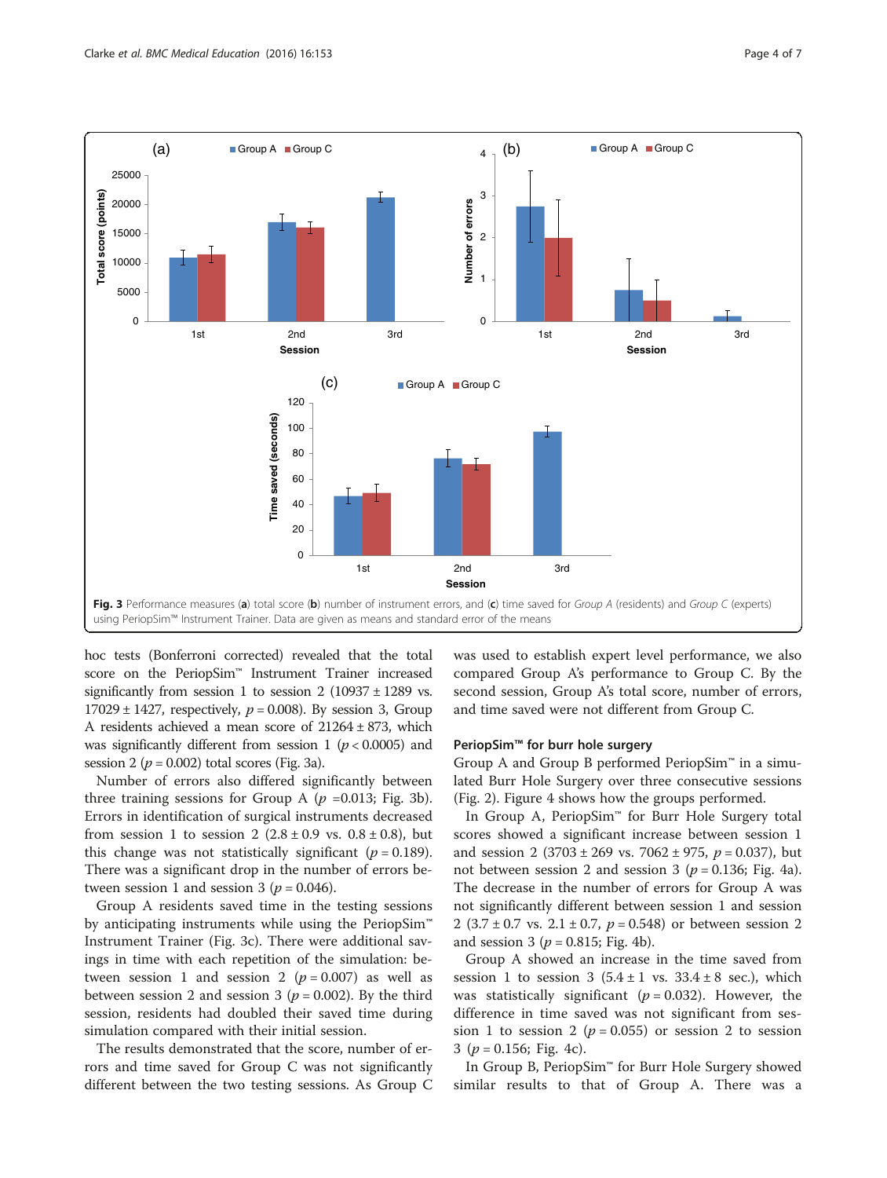Fig. 3 Performance measures (a) total score (b) number of instrument errors, and (c) time saved for *Group A* (residents) and *Group C* (experts) using PeriopSim™ Instrument Trainer. Data are given as means and standard error of the means

hoc tests (Bonferroni corrected) revealed that the total score on the PeriopSim™ Instrument Trainer increased significantly from session 1 to session 2 (10937 ± 1289 vs. 17029 ± 1427, respectively, $p = 0.008$). By session 3, Group A residents achieved a mean score of 21264 ± 873, which was significantly different from session 1 ($p < 0.0005$) and session 2 ($p = 0.002$) total scores (Fig. 3a).

Number of errors also differed significantly between three training sessions for Group A ($p = 0.013$; Fig. 3b). Errors in identification of surgical instruments decreased from session 1 to session 2 (2.8 ± 0.9 vs. 0.8 ± 0.8), but this change was not statistically significant ($p = 0.189$). There was a significant drop in the number of errors between session 1 and session 3 ($p = 0.046$).

Group A residents saved time in the testing sessions by anticipating instruments while using the PeriopSim™ Instrument Trainer (Fig. 3c). There were additional savings in time with each repetition of the simulation: between session 1 and session 2 ($p = 0.007$) as well as between session 2 and session 3 ($p = 0.002$). By the third session, residents had doubled their saved time during simulation compared with their initial session.

The results demonstrated that the score, number of errors and time saved for Group C was not significantly different between the two testing sessions. As Group C was used to establish expert level performance, we also compared Group A's performance to Group C. By the second session, Group A's total score, number of errors, and time saved were not different from Group C.

### PeriopSim™ for burr hole surgery

Group A and Group B performed PeriopSim™ in a simulated Burr Hole Surgery over three consecutive sessions (Fig. 2). Figure 4 shows how the groups performed.

In Group A, PeriopSim™ for Burr Hole Surgery total scores showed a significant increase between session 1 and session 2 (3703 ± 269 vs. 7062 ± 975, $p = 0.037$), but not between session 2 and session 3 ($p = 0.136$; Fig. 4a). The decrease in the number of errors for Group A was not significantly different between session 1 and session 2 (3.7 ± 0.7 vs. 2.1 ± 0.7, $p = 0.548$) or between session 2 and session 3 ($p = 0.815$; Fig. 4b).

Group A showed an increase in the time saved from session 1 to session 3 (5.4 ± 1 vs. 33.4 ± 8 sec.), which was statistically significant ($p = 0.032$). However, the difference in time saved was not significant from session 1 to session 2 ($p = 0.055$) or session 2 to session 3 ($p = 0.156$; Fig. 4c).

In Group B, PeriopSim™ for Burr Hole Surgery showed similar results to that of Group A. There was a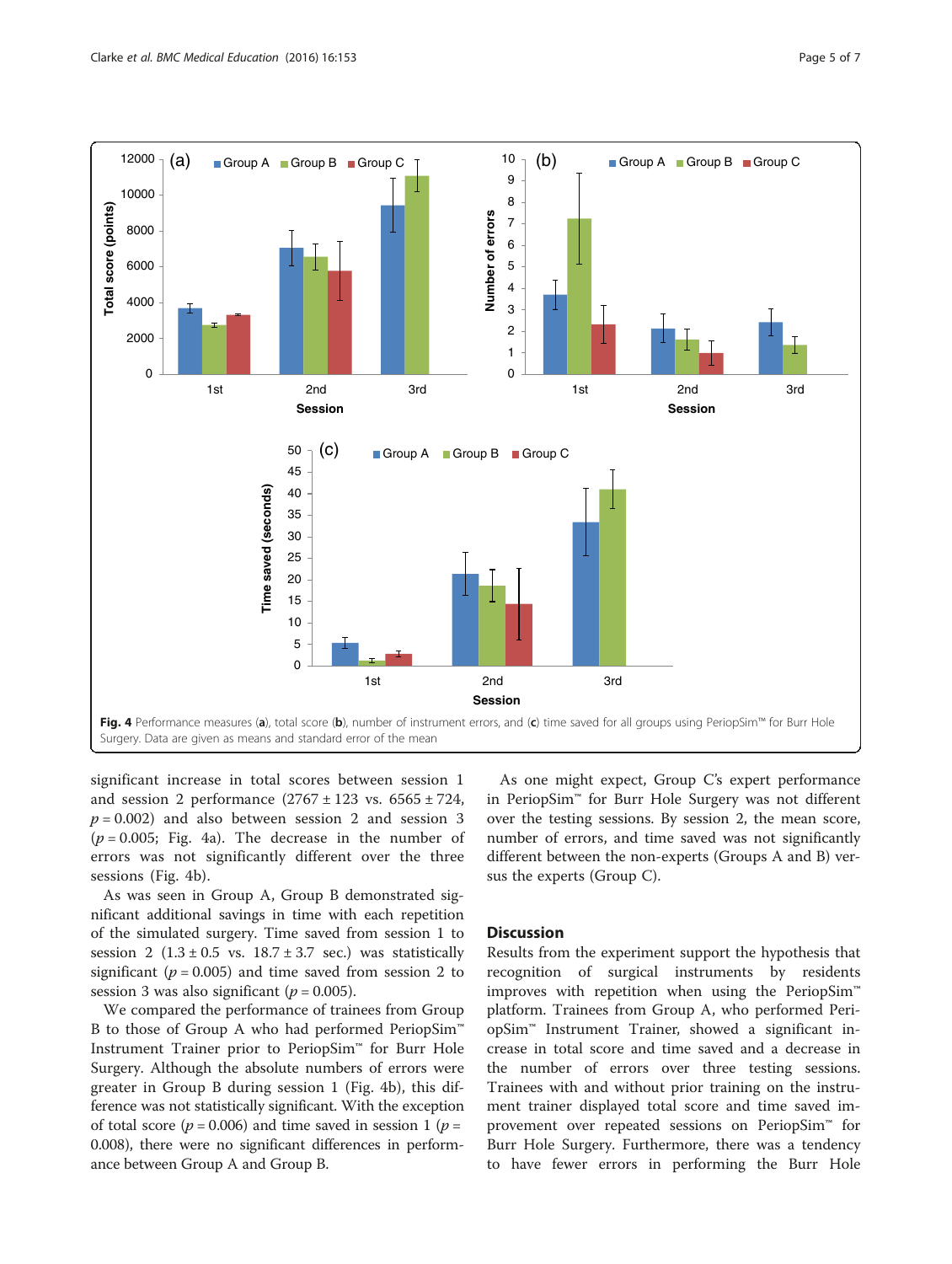Fig. 4 Performance measures (**a**), total score (**b**), number of instrument errors, and (**c**) time saved for all groups using PeriopSim™ for Burr Hole Surgery. Data are given as means and standard error of the mean

significant increase in total scores between session 1 and session 2 performance (2767 ± 123 vs. 6565 ± 724, $p = 0.002$) and also between session 2 and session 3 ($p = 0.005$; Fig. 4a). The decrease in the number of errors was not significantly different over the three sessions (Fig. 4b).

As was seen in Group A, Group B demonstrated significant additional savings in time with each repetition of the simulated surgery. Time saved from session 1 to session 2 (1.3 ± 0.5 vs. 18.7 ± 3.7 sec.) was statistically significant ($p = 0.005$) and time saved from session 2 to session 3 was also significant ($p = 0.005$).

We compared the performance of trainees from Group B to those of Group A who had performed PeriopSim™ Instrument Trainer prior to PeriopSim™ for Burr Hole Surgery. Although the absolute numbers of errors were greater in Group B during session 1 (Fig. 4b), this difference was not statistically significant. With the exception of total score ($p = 0.006$) and time saved in session 1 ($p = 0.008$), there were no significant differences in performance between Group A and Group B.

As one might expect, Group C's expert performance in PeriopSim™ for Burr Hole Surgery was not different over the testing sessions. By session 2, the mean score, number of errors, and time saved was not significantly different between the non-experts (Groups A and B) versus the experts (Group C).

## Discussion

Results from the experiment support the hypothesis that recognition of surgical instruments by residents improves with repetition when using the PeriopSim™ platform. Trainees from Group A, who performed PeriopSim™ Instrument Trainer, showed a significant increase in total score and time saved and a decrease in the number of errors over three testing sessions. Trainees with and without prior training on the instrument trainer displayed total score and time saved improvement over repeated sessions on PeriopSim™ for Burr Hole Surgery. Furthermore, there was a tendency to have fewer errors in performing the Burr Hole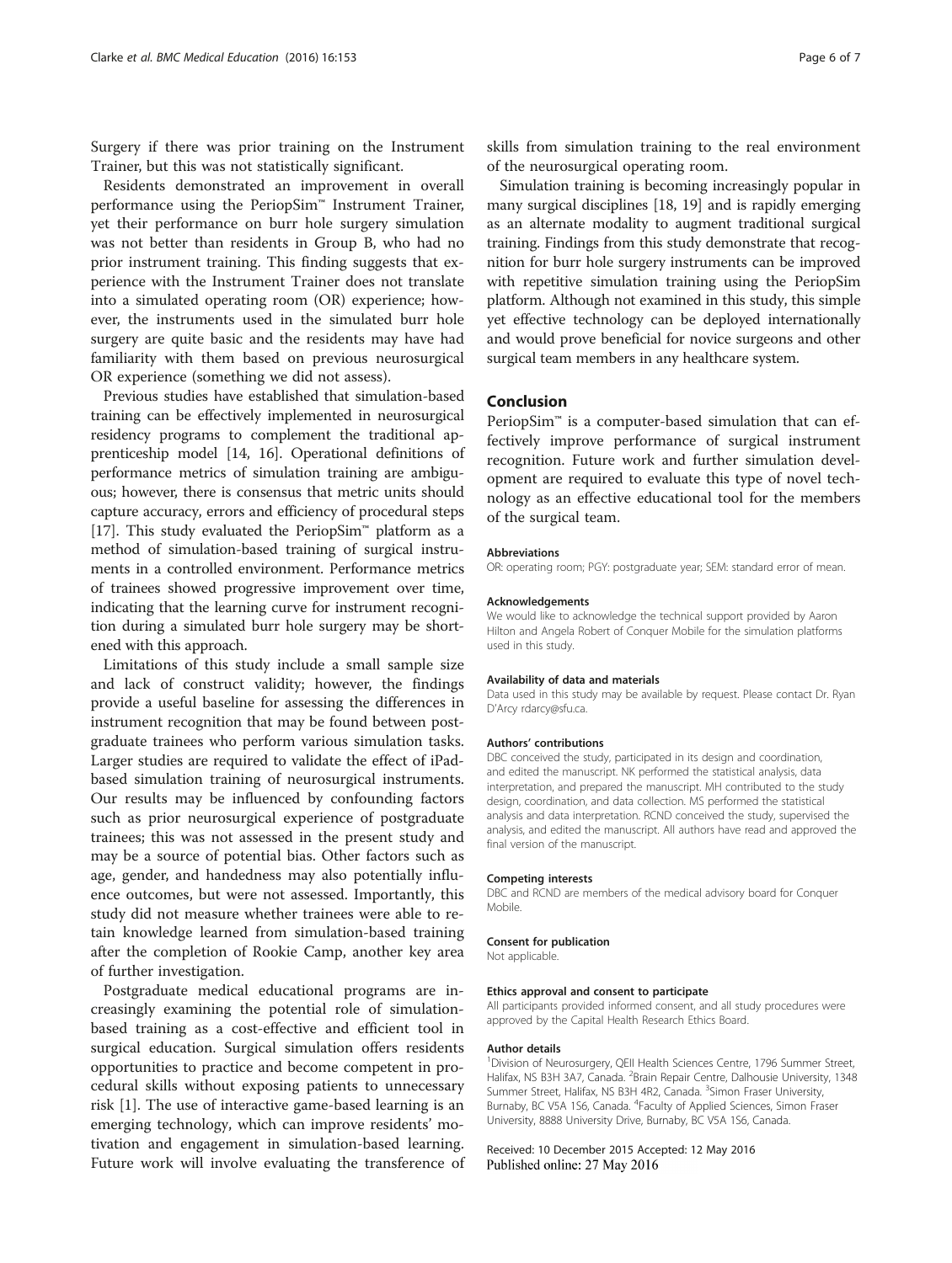Surgery if there was prior training on the Instrument Trainer, but this was not statistically significant.

Residents demonstrated an improvement in overall performance using the PeriopSim™ Instrument Trainer, yet their performance on burr hole surgery simulation was not better than residents in Group B, who had no prior instrument training. This finding suggests that experience with the Instrument Trainer does not translate into a simulated operating room (OR) experience; however, the instruments used in the simulated burr hole surgery are quite basic and the residents may have had familiarity with them based on previous neurosurgical OR experience (something we did not assess).

Previous studies have established that simulation-based training can be effectively implemented in neurosurgical residency programs to complement the traditional apprenticeship model [14, 16]. Operational definitions of performance metrics of simulation training are ambiguous; however, there is consensus that metric units should capture accuracy, errors and efficiency of procedural steps [17]. This study evaluated the PeriopSim™ platform as a method of simulation-based training of surgical instruments in a controlled environment. Performance metrics of trainees showed progressive improvement over time, indicating that the learning curve for instrument recognition during a simulated burr hole surgery may be shortened with this approach.

Limitations of this study include a small sample size and lack of construct validity; however, the findings provide a useful baseline for assessing the differences in instrument recognition that may be found between postgraduate trainees who perform various simulation tasks. Larger studies are required to validate the effect of iPad-based simulation training of neurosurgical instruments. Our results may be influenced by confounding factors such as prior neurosurgical experience of postgraduate trainees; this was not assessed in the present study and may be a source of potential bias. Other factors such as age, gender, and handedness may also potentially influence outcomes, but were not assessed. Importantly, this study did not measure whether trainees were able to retain knowledge learned from simulation-based training after the completion of Rookie Camp, another key area of further investigation.

Postgraduate medical educational programs are increasingly examining the potential role of simulation-based training as a cost-effective and efficient tool in surgical education. Surgical simulation offers residents opportunities to practice and become competent in procedural skills without exposing patients to unnecessary risk [1]. The use of interactive game-based learning is an emerging technology, which can improve residents' motivation and engagement in simulation-based learning. Future work will involve evaluating the transference of skills from simulation training to the real environment of the neurosurgical operating room.

Simulation training is becoming increasingly popular in many surgical disciplines [18, 19] and is rapidly emerging as an alternate modality to augment traditional surgical training. Findings from this study demonstrate that recognition for burr hole surgery instruments can be improved with repetitive simulation training using the PeriopSim platform. Although not examined in this study, this simple yet effective technology can be deployed internationally and would prove beneficial for novice surgeons and other surgical team members in any healthcare system.

## Conclusion

PeriopSim™ is a computer-based simulation that can effectively improve performance of surgical instrument recognition. Future work and further simulation development are required to evaluate this type of novel technology as an effective educational tool for the members of the surgical team.

#### Abbreviations

OR: operating room; PGY: postgraduate year; SEM: standard error of mean.

#### Acknowledgements

We would like to acknowledge the technical support provided by Aaron Hilton and Angela Robert of Conquer Mobile for the simulation platforms used in this study.

#### Availability of data and materials

Data used in this study may be available by request. Please contact Dr. Ryan D'Arcy rdarcy@sfu.ca.

#### Authors' contributions

DBC conceived the study, participated in its design and coordination, and edited the manuscript. NK performed the statistical analysis, data interpretation, and prepared the manuscript. MH contributed to the study design, coordination, and data collection. MS performed the statistical analysis and data interpretation. RCND conceived the study, supervised the analysis, and edited the manuscript. All authors have read and approved the final version of the manuscript.

#### Competing interests

DBC and RCND are members of the medical advisory board for Conquer Mobile.

#### Consent for publication

Not applicable.

#### Ethics approval and consent to participate

All participants provided informed consent, and all study procedures were approved by the Capital Health Research Ethics Board.

#### Author details

[1]Division of Neurosurgery, QEII Health Sciences Centre, 1796 Summer Street, Halifax, NS B3H 3A7, Canada. [2]Brain Repair Centre, Dalhousie University, 1348 Summer Street, Halifax, NS B3H 4R2, Canada. [3]Simon Fraser University, Burnaby, BC V5A 1S6, Canada. [4]Faculty of Applied Sciences, Simon Fraser University, 8888 University Drive, Burnaby, BC V5A 1S6, Canada.

Received: 10 December 2015 Accepted: 12 May 2016
Published online: 27 May 2016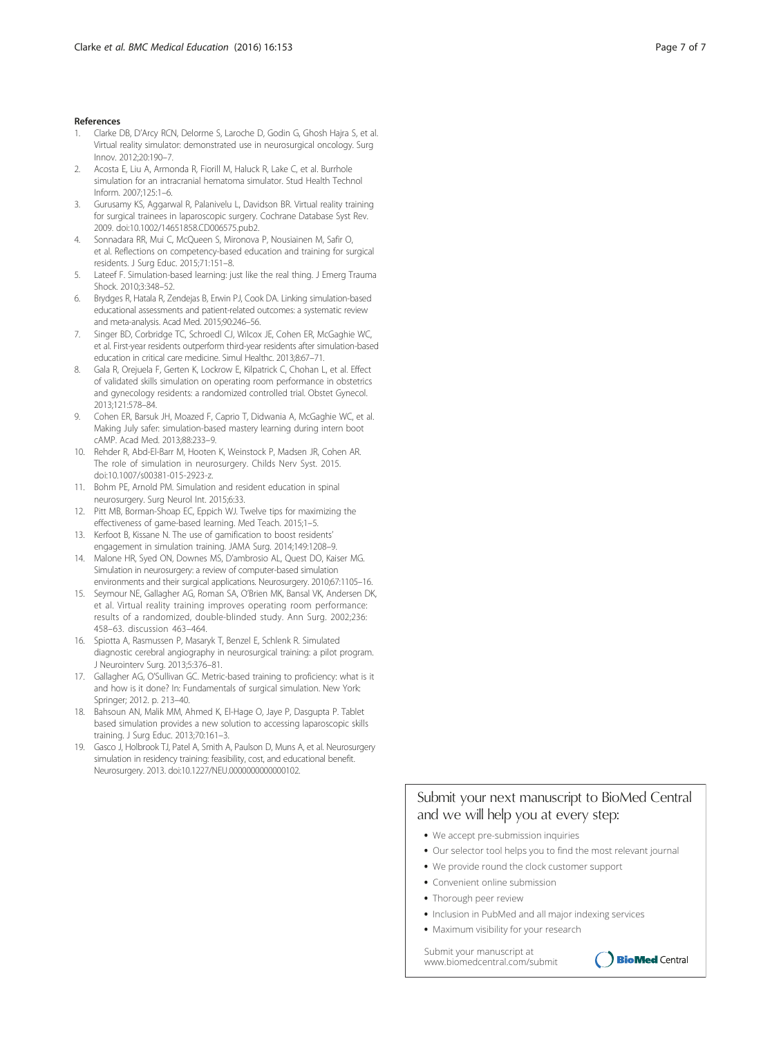## References

1. Clarke DB, D'Arcy RCN, Delorme S, Laroche D, Godin G, Ghosh Hajra S, et al. Virtual reality simulator: demonstrated use in neurosurgical oncology. Surg Innov. 2012;20:190–7.
2. Acosta E, Liu A, Armonda R, Fiorill M, Haluck R, Lake C, et al. Burrhole simulation for an intracranial hematoma simulator. Stud Health Technol Inform. 2007;125:1–6.
3. Gurusamy KS, Aggarwal R, Palanivelu L, Davidson BR. Virtual reality training for surgical trainees in laparoscopic surgery. Cochrane Database Syst Rev. 2009. doi:10.1002/14651858.CD006575.pub2.
4. Sonnadara RR, Mui C, McQueen S, Mironova P, Nousiainen M, Safir O, et al. Reflections on competency-based education and training for surgical residents. J Surg Educ. 2015;71:151–8.
5. Lateef F. Simulation-based learning: just like the real thing. J Emerg Trauma Shock. 2010;3:348–52.
6. Brydges R, Hatala R, Zendejas B, Erwin PJ, Cook DA. Linking simulation-based educational assessments and patient-related outcomes: a systematic review and meta-analysis. Acad Med. 2015;90:246–56.
7. Singer BD, Corbridge TC, Schroedl CJ, Wilcox JE, Cohen ER, McGaghie WC, et al. First-year residents outperform third-year residents after simulation-based education in critical care medicine. Simul Healthc. 2013;8:67–71.
8. Gala R, Orejuela F, Gerten K, Lockrow E, Kilpatrick C, Chohan L, et al. Effect of validated skills simulation on operating room performance in obstetrics and gynecology residents: a randomized controlled trial. Obstet Gynecol. 2013;121:578–84.
9. Cohen ER, Barsuk JH, Moazed F, Caprio T, Didwania A, McGaghie WC, et al. Making July safer: simulation-based mastery learning during intern boot cAMP. Acad Med. 2013;88:233–9.
10. Rehder R, Abd-El-Barr M, Hooten K, Weinstock P, Madsen JR, Cohen AR. The role of simulation in neurosurgery. Childs Nerv Syst. 2015. doi:10.1007/s00381-015-2923-z.
11. Bohm PE, Arnold PM. Simulation and resident education in spinal neurosurgery. Surg Neurol Int. 2015;6:33.
12. Pitt MB, Borman-Shoap EC, Eppich WJ. Twelve tips for maximizing the effectiveness of game-based learning. Med Teach. 2015;1–5.
13. Kerfoot B, Kissane N. The use of gamification to boost residents' engagement in simulation training. JAMA Surg. 2014;149:1208–9.
14. Malone HR, Syed ON, Downes MS, D'ambrosio AL, Quest DO, Kaiser MG. Simulation in neurosurgery: a review of computer-based simulation environments and their surgical applications. Neurosurgery. 2010;67:1105–16.
15. Seymour NE, Gallagher AG, Roman SA, O'Brien MK, Bansal VK, Andersen DK, et al. Virtual reality training improves operating room performance: results of a randomized, double-blinded study. Ann Surg. 2002;236: 458–63. discussion 463–464.
16. Spiotta A, Rasmussen P, Masaryk T, Benzel E, Schlenk R. Simulated diagnostic cerebral angiography in neurosurgical training: a pilot program. J Neurointerv Surg. 2013;5:376–81.
17. Gallagher AG, O'Sullivan GC. Metric-based training to proficiency: what is it and how is it done? In: Fundamentals of surgical simulation. New York: Springer; 2012. p. 213–40.
18. Bahsoun AN, Malik MM, Ahmed K, El-Hage O, Jaye P, Dasgupta P. Tablet based simulation provides a new solution to accessing laparoscopic skills training. J Surg Educ. 2013;70:161–3.
19. Gasco J, Holbrook TJ, Patel A, Smith A, Paulson D, Muns A, et al. Neurosurgery simulation in residency training: feasibility, cost, and educational benefit. Neurosurgery. 2013. doi:10.1227/NEU.0000000000000102.

Submit your next manuscript to BioMed Central and we will help you at every step:

- We accept pre-submission inquiries
- Our selector tool helps you to find the most relevant journal
- We provide round the clock customer support
- Convenient online submission
- Thorough peer review
- Inclusion in PubMed and all major indexing services
- Maximum visibility for your research

Submit your manuscript at www.biomedcentral.com/submit

BioMed Central